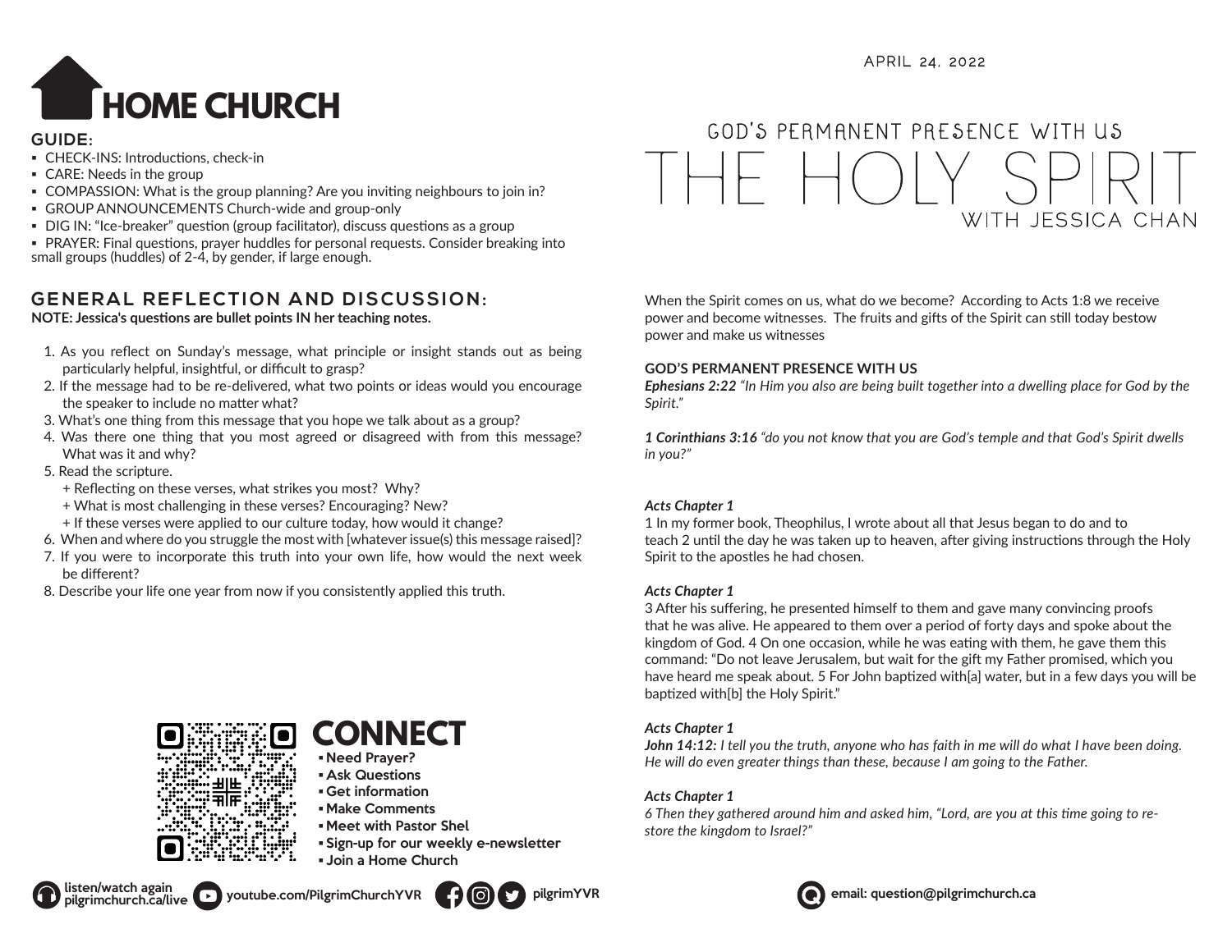# HOME CHURCH

## GUIDE:

- CHECK-INS: Introductions, check-in
- CARE: Needs in the group
- COMPASSION: What is the group planning? Are you inviting neighbours to join in?
- GROUP ANNOUNCEMENTS Church-wide and group-only
- DIG IN: "Ice-breaker" question (group facilitator), discuss questions as a group
- PRAYER: Final questions, prayer huddles for personal requests. Consider breaking into small groups (huddles) of 2-4, by gender, if large enough.

## GENERAL REFLECTION AND DISCUSSION:

**NOTE: Jessica's questions are bullet points IN her teaching notes.**

1. As you reflect on Sunday's message, what principle or insight stands out as being particularly helpful, insightful, or difficult to grasp?
2. If the message had to be re-delivered, what two points or ideas would you encourage the speaker to include no matter what?
3. What's one thing from this message that you hope we talk about as a group?
4. Was there one thing that you most agreed or disagreed with from this message? What was it and why?
5. Read the scripture.
   + Reflecting on these verses, what strikes you most? Why?
   + What is most challenging in these verses? Encouraging? New?
   + If these verses were applied to our culture today, how would it change?
6. When and where do you struggle the most with [whatever issue(s) this message raised]?
7. If you were to incorporate this truth into your own life, how would the next week be different?
8. Describe your life one year from now if you consistently applied this truth.

## CONNECT

- **Need Prayer?**
- **Ask Questions**
- **Get information**
- **Make Comments**
- **Meet with Pastor Shel**
- **Sign-up for our weekly e-newsletter**
- **Join a Home Church**

**listen/watch again pilgrimchurch.ca/live** **youtube.com/PilgrimChurchYVR** **pilgrimYVR**

APRIL 24, 2022

# GOD'S PERMANENT PRESENCE WITH US
# THE HOLY SPIRIT
WITH JESSICA CHAN

When the Spirit comes on us, what do we become? According to Acts 1:8 we receive power and become witnesses. The fruits and gifts of the Spirit can still today bestow power and make us witnesses

**GOD'S PERMANENT PRESENCE WITH US**

***Ephesians 2:22*** *"In Him you also are being built together into a dwelling place for God by the Spirit."*

***1 Corinthians 3:16*** *"do you not know that you are God's temple and that God's Spirit dwells in you?"*

***Acts Chapter 1***

1 In my former book, Theophilus, I wrote about all that Jesus began to do and to teach 2 until the day he was taken up to heaven, after giving instructions through the Holy Spirit to the apostles he had chosen.

***Acts Chapter 1***

3 After his suffering, he presented himself to them and gave many convincing proofs that he was alive. He appeared to them over a period of forty days and spoke about the kingdom of God. 4 On one occasion, while he was eating with them, he gave them this command: "Do not leave Jerusalem, but wait for the gift my Father promised, which you have heard me speak about. 5 For John baptized with[a] water, but in a few days you will be baptized with[b] the Holy Spirit."

***Acts Chapter 1***

***John 14:12:*** *I tell you the truth, anyone who has faith in me will do what I have been doing. He will do even greater things than these, because I am going to the Father.*

***Acts Chapter 1***

*6 Then they gathered around him and asked him, "Lord, are you at this time going to restore the kingdom to Israel?"*

**email: question@pilgrimchurch.ca**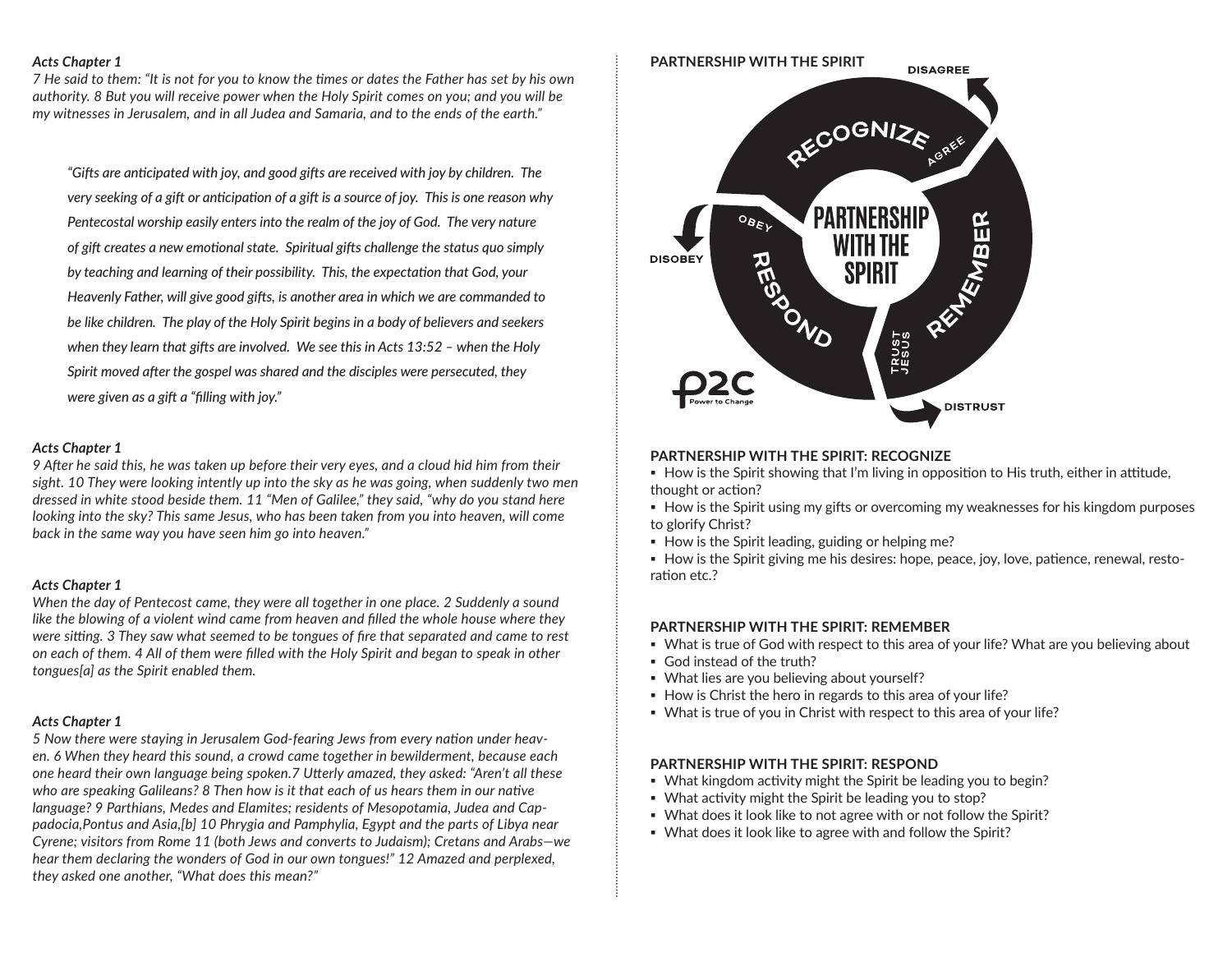***Acts Chapter 1***

*7 He said to them: "It is not for you to know the times or dates the Father has set by his own authority. 8 But you will receive power when the Holy Spirit comes on you; and you will be my witnesses in Jerusalem, and in all Judea and Samaria, and to the ends of the earth."*

> *"Gifts are anticipated with joy, and good gifts are received with joy by children. The very seeking of a gift or anticipation of a gift is a source of joy. This is one reason why Pentecostal worship easily enters into the realm of the joy of God. The very nature of gift creates a new emotional state. Spiritual gifts challenge the status quo simply by teaching and learning of their possibility. This, the expectation that God, your Heavenly Father, will give good gifts, is another area in which we are commanded to be like children. The play of the Holy Spirit begins in a body of believers and seekers when they learn that gifts are involved. We see this in Acts 13:52 – when the Holy Spirit moved after the gospel was shared and the disciples were persecuted, they were given as a gift a "filling with joy."*

***Acts Chapter 1***

*9 After he said this, he was taken up before their very eyes, and a cloud hid him from their sight. 10 They were looking intently up into the sky as he was going, when suddenly two men dressed in white stood beside them. 11 "Men of Galilee," they said, "why do you stand here looking into the sky? This same Jesus, who has been taken from you into heaven, will come back in the same way you have seen him go into heaven."*

***Acts Chapter 1***

*When the day of Pentecost came, they were all together in one place. 2 Suddenly a sound like the blowing of a violent wind came from heaven and filled the whole house where they were sitting. 3 They saw what seemed to be tongues of fire that separated and came to rest on each of them. 4 All of them were filled with the Holy Spirit and began to speak in other tongues[a] as the Spirit enabled them.*

***Acts Chapter 1***

*5 Now there were staying in Jerusalem God-fearing Jews from every nation under heaven. 6 When they heard this sound, a crowd came together in bewilderment, because each one heard their own language being spoken.7 Utterly amazed, they asked: "Aren't all these who are speaking Galileans? 8 Then how is it that each of us hears them in our native language? 9 Parthians, Medes and Elamites; residents of Mesopotamia, Judea and Cappadocia,Pontus and Asia,[b] 10 Phrygia and Pamphylia, Egypt and the parts of Libya near Cyrene; visitors from Rome 11 (both Jews and converts to Judaism); Cretans and Arabs—we hear them declaring the wonders of God in our own tongues!" 12 Amazed and perplexed, they asked one another, "What does this mean?"*

**PARTNERSHIP WITH THE SPIRIT**

DISAGREE
RECOGNIZE
AGREE
PARTNERSHIP WITH THE SPIRIT
REMEMBER
TRUST JESUS
DISTRUST
RESPOND
OBEY
DISOBEY
p2c Power to Change

**PARTNERSHIP WITH THE SPIRIT: RECOGNIZE**

- How is the Spirit showing that I'm living in opposition to His truth, either in attitude, thought or action?
- How is the Spirit using my gifts or overcoming my weaknesses for his kingdom purposes to glorify Christ?
- How is the Spirit leading, guiding or helping me?
- How is the Spirit giving me his desires: hope, peace, joy, love, patience, renewal, restoration etc.?

**PARTNERSHIP WITH THE SPIRIT: REMEMBER**

- What is true of God with respect to this area of your life? What are you believing about
- God instead of the truth?
- What lies are you believing about yourself?
- How is Christ the hero in regards to this area of your life?
- What is true of you in Christ with respect to this area of your life?

**PARTNERSHIP WITH THE SPIRIT: RESPOND**

- What kingdom activity might the Spirit be leading you to begin?
- What activity might the Spirit be leading you to stop?
- What does it look like to not agree with or not follow the Spirit?
- What does it look like to agree with and follow the Spirit?